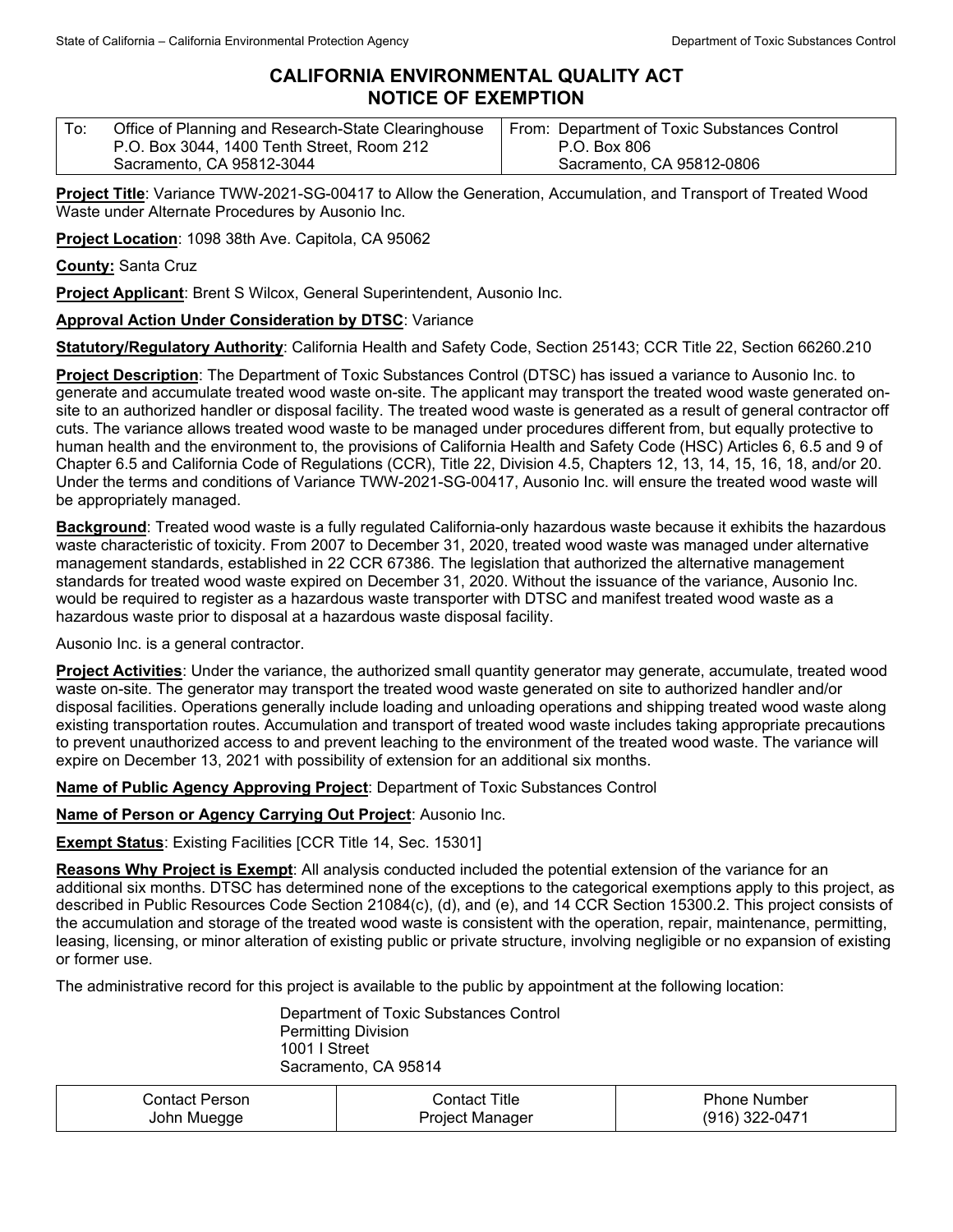# CALIFORNIA ENVIRONMENTAL QUALITY ACT
# NOTICE OF EXEMPTION

| To: Office of Planning and Research-State Clearinghouse<br>P.O. Box 3044, 1400 Tenth Street, Room 212<br>Sacramento, CA 95812-3044 | From: Department of Toxic Substances Control<br>P.O. Box 806<br>Sacramento, CA 95812-0806 |
|---|---|

**Project Title**: Variance TWW-2021-SG-00417 to Allow the Generation, Accumulation, and Transport of Treated Wood Waste under Alternate Procedures by Ausonio Inc.

**Project Location**: 1098 38th Ave. Capitola, CA 95062

**County:** Santa Cruz

**Project Applicant**: Brent S Wilcox, General Superintendent, Ausonio Inc.

**Approval Action Under Consideration by DTSC**: Variance

**Statutory/Regulatory Authority**: California Health and Safety Code, Section 25143; CCR Title 22, Section 66260.210

**Project Description**: The Department of Toxic Substances Control (DTSC) has issued a variance to Ausonio Inc. to generate and accumulate treated wood waste on-site. The applicant may transport the treated wood waste generated on-site to an authorized handler or disposal facility. The treated wood waste is generated as a result of general contractor off cuts. The variance allows treated wood waste to be managed under procedures different from, but equally protective to human health and the environment to, the provisions of California Health and Safety Code (HSC) Articles 6, 6.5 and 9 of Chapter 6.5 and California Code of Regulations (CCR), Title 22, Division 4.5, Chapters 12, 13, 14, 15, 16, 18, and/or 20. Under the terms and conditions of Variance TWW-2021-SG-00417, Ausonio Inc. will ensure the treated wood waste will be appropriately managed.

**Background**: Treated wood waste is a fully regulated California-only hazardous waste because it exhibits the hazardous waste characteristic of toxicity. From 2007 to December 31, 2020, treated wood waste was managed under alternative management standards, established in 22 CCR 67386. The legislation that authorized the alternative management standards for treated wood waste expired on December 31, 2020. Without the issuance of the variance, Ausonio Inc. would be required to register as a hazardous waste transporter with DTSC and manifest treated wood waste as a hazardous waste prior to disposal at a hazardous waste disposal facility.

Ausonio Inc. is a general contractor.

**Project Activities**: Under the variance, the authorized small quantity generator may generate, accumulate, treated wood waste on-site. The generator may transport the treated wood waste generated on site to authorized handler and/or disposal facilities. Operations generally include loading and unloading operations and shipping treated wood waste along existing transportation routes. Accumulation and transport of treated wood waste includes taking appropriate precautions to prevent unauthorized access to and prevent leaching to the environment of the treated wood waste. The variance will expire on December 13, 2021 with possibility of extension for an additional six months.

**Name of Public Agency Approving Project**: Department of Toxic Substances Control

**Name of Person or Agency Carrying Out Project**: Ausonio Inc.

**Exempt Status**: Existing Facilities [CCR Title 14, Sec. 15301]

**Reasons Why Project is Exempt**: All analysis conducted included the potential extension of the variance for an additional six months. DTSC has determined none of the exceptions to the categorical exemptions apply to this project, as described in Public Resources Code Section 21084(c), (d), and (e), and 14 CCR Section 15300.2. This project consists of the accumulation and storage of the treated wood waste is consistent with the operation, repair, maintenance, permitting, leasing, licensing, or minor alteration of existing public or private structure, involving negligible or no expansion of existing or former use.

The administrative record for this project is available to the public by appointment at the following location:

Department of Toxic Substances Control
Permitting Division
1001 I Street
Sacramento, CA 95814

| Contact Person | Contact Title | Phone Number |
|---|---|---|
| John Muegge | Project Manager | (916) 322-0471 |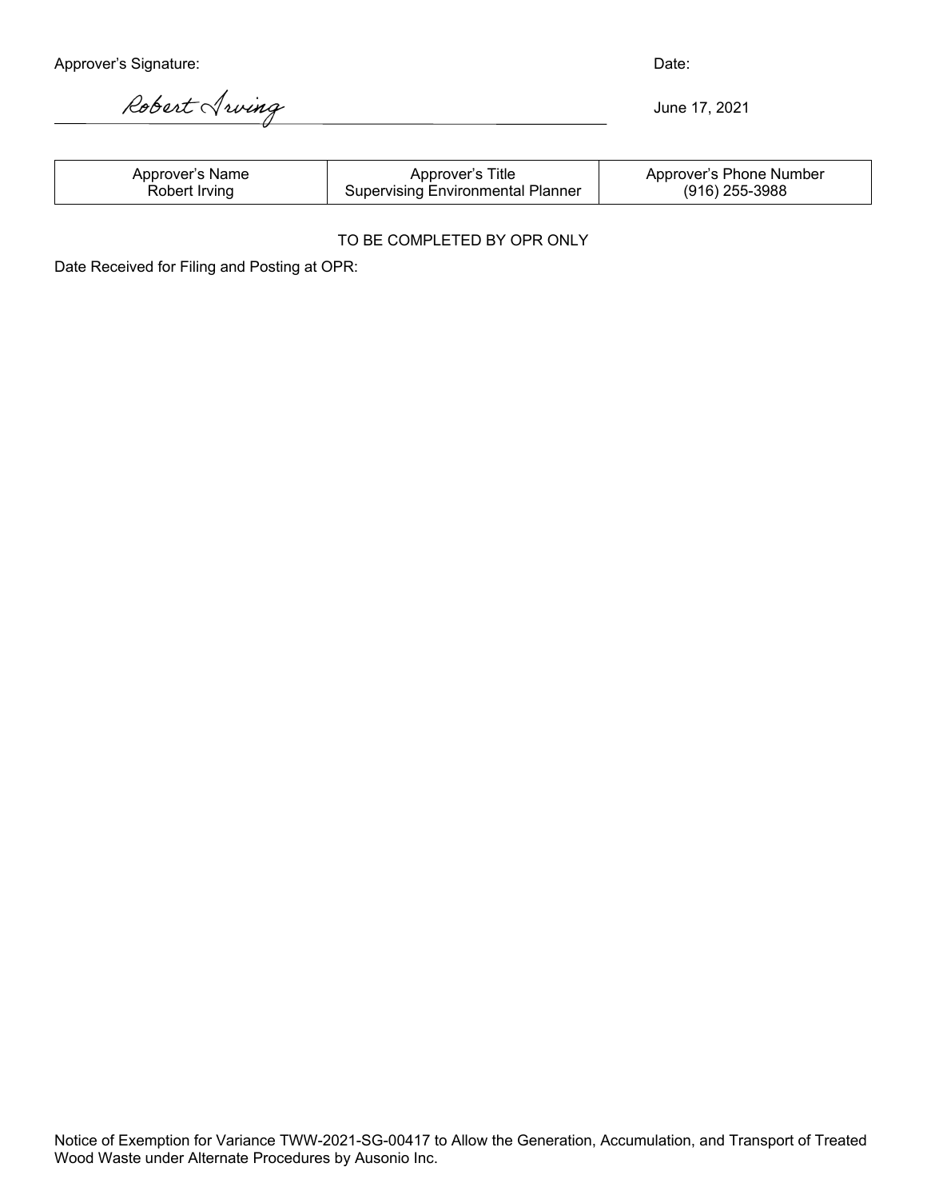Approver's Signature: Date:

Robert Irving June 17, 2021

| Approver's Name | Approver's Title | Approver's Phone Number |
|---|---|---|
| Robert Irving | Supervising Environmental Planner | (916) 255-3988 |

TO BE COMPLETED BY OPR ONLY

Date Received for Filing and Posting at OPR:

Notice of Exemption for Variance TWW-2021-SG-00417 to Allow the Generation, Accumulation, and Transport of Treated Wood Waste under Alternate Procedures by Ausonio Inc.